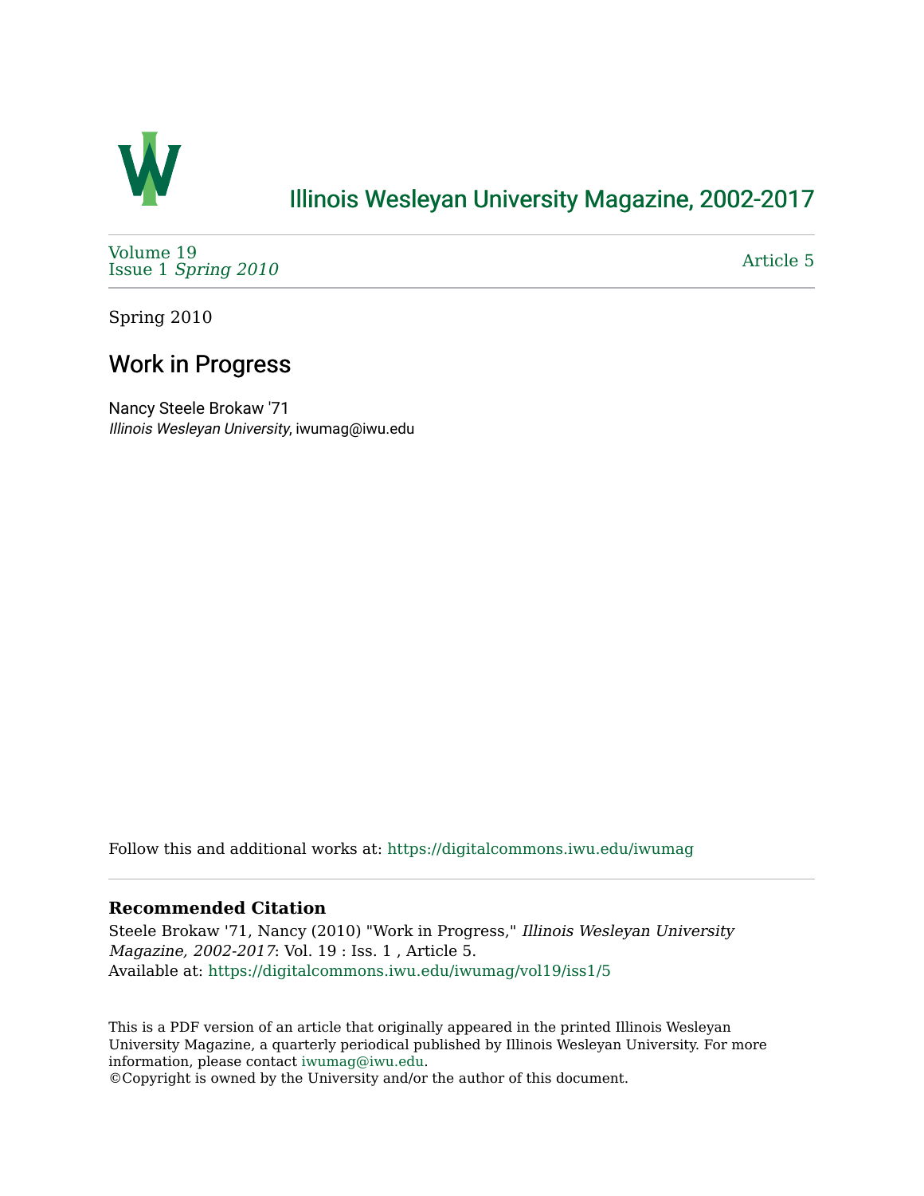# Illinois Wesleyan University Magazine, 2002-2017

Volume 19
Issue 1 *Spring 2010*

Article 5

Spring 2010

## Work in Progress

Nancy Steele Brokaw '71
*Illinois Wesleyan University*, iwumag@iwu.edu

Follow this and additional works at: https://digitalcommons.iwu.edu/iwumag

**Recommended Citation**

Steele Brokaw '71, Nancy (2010) "Work in Progress," *Illinois Wesleyan University Magazine, 2002-2017*: Vol. 19 : Iss. 1 , Article 5.
Available at: https://digitalcommons.iwu.edu/iwumag/vol19/iss1/5

This is a PDF version of an article that originally appeared in the printed Illinois Wesleyan University Magazine, a quarterly periodical published by Illinois Wesleyan University. For more information, please contact iwumag@iwu.edu.
©Copyright is owned by the University and/or the author of this document.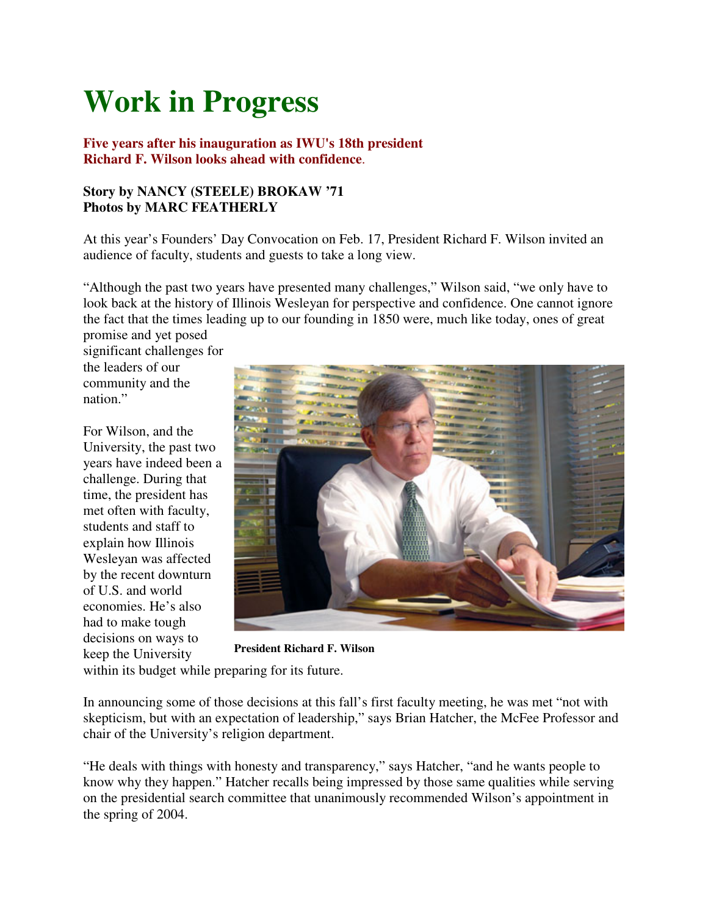# Work in Progress

**Five years after his inauguration as IWU's 18th president Richard F. Wilson looks ahead with confidence.**

**Story by NANCY (STEELE) BROKAW '71**
**Photos by MARC FEATHERLY**

At this year's Founders' Day Convocation on Feb. 17, President Richard F. Wilson invited an audience of faculty, students and guests to take a long view.

"Although the past two years have presented many challenges," Wilson said, "we only have to look back at the history of Illinois Wesleyan for perspective and confidence. One cannot ignore the fact that the times leading up to our founding in 1850 were, much like today, ones of great promise and yet posed significant challenges for the leaders of our community and the nation."

For Wilson, and the University, the past two years have indeed been a challenge. During that time, the president has met often with faculty, students and staff to explain how Illinois Wesleyan was affected by the recent downturn of U.S. and world economies. He's also had to make tough decisions on ways to keep the University within its budget while preparing for its future.

**President Richard F. Wilson**

In announcing some of those decisions at this fall's first faculty meeting, he was met "not with skepticism, but with an expectation of leadership," says Brian Hatcher, the McFee Professor and chair of the University's religion department.

"He deals with things with honesty and transparency," says Hatcher, "and he wants people to know why they happen." Hatcher recalls being impressed by those same qualities while serving on the presidential search committee that unanimously recommended Wilson's appointment in the spring of 2004.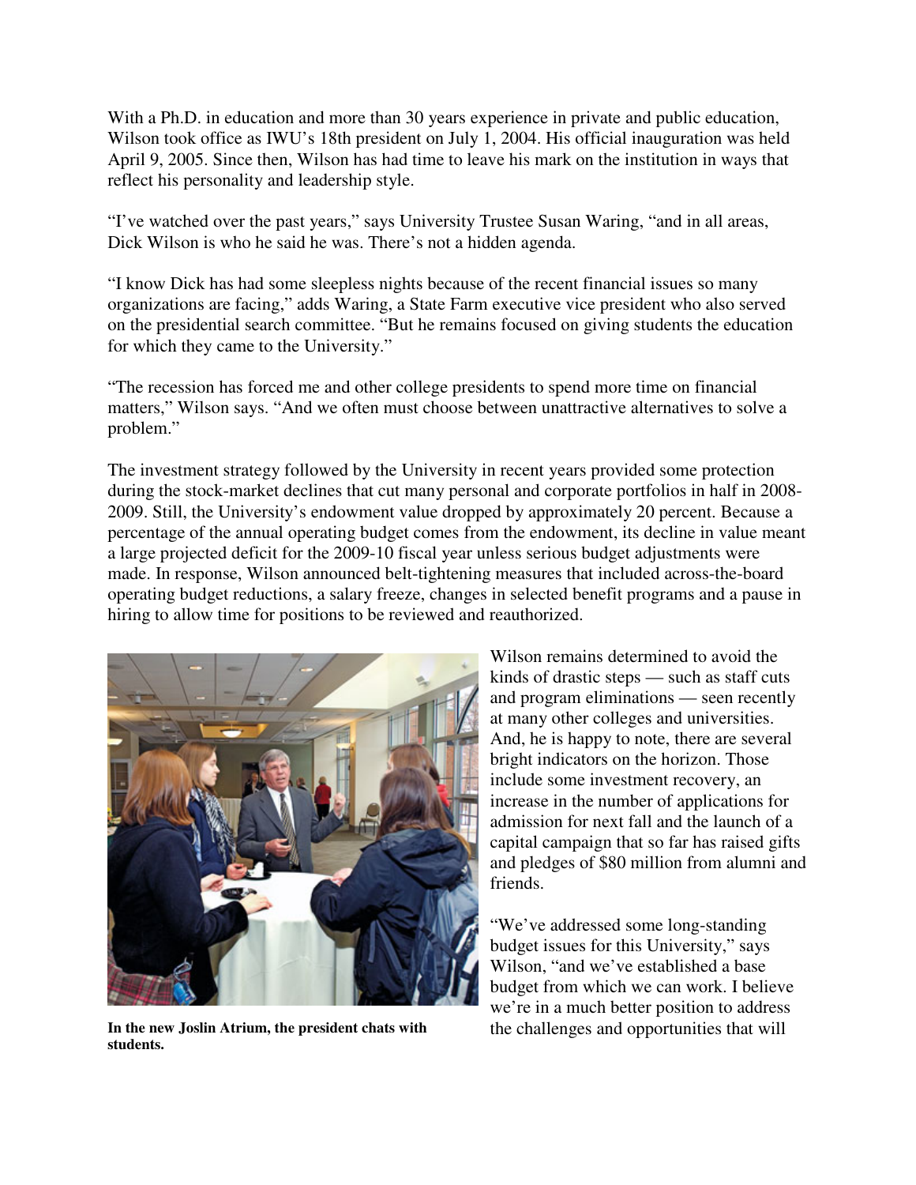With a Ph.D. in education and more than 30 years experience in private and public education, Wilson took office as IWU's 18th president on July 1, 2004. His official inauguration was held April 9, 2005. Since then, Wilson has had time to leave his mark on the institution in ways that reflect his personality and leadership style.

"I've watched over the past years," says University Trustee Susan Waring, "and in all areas, Dick Wilson is who he said he was. There's not a hidden agenda.

"I know Dick has had some sleepless nights because of the recent financial issues so many organizations are facing," adds Waring, a State Farm executive vice president who also served on the presidential search committee. "But he remains focused on giving students the education for which they came to the University."

"The recession has forced me and other college presidents to spend more time on financial matters," Wilson says. "And we often must choose between unattractive alternatives to solve a problem."

The investment strategy followed by the University in recent years provided some protection during the stock-market declines that cut many personal and corporate portfolios in half in 2008-2009. Still, the University's endowment value dropped by approximately 20 percent. Because a percentage of the annual operating budget comes from the endowment, its decline in value meant a large projected deficit for the 2009-10 fiscal year unless serious budget adjustments were made. In response, Wilson announced belt-tightening measures that included across-the-board operating budget reductions, a salary freeze, changes in selected benefit programs and a pause in hiring to allow time for positions to be reviewed and reauthorized.

**In the new Joslin Atrium, the president chats with students.**

Wilson remains determined to avoid the kinds of drastic steps — such as staff cuts and program eliminations — seen recently at many other colleges and universities. And, he is happy to note, there are several bright indicators on the horizon. Those include some investment recovery, an increase in the number of applications for admission for next fall and the launch of a capital campaign that so far has raised gifts and pledges of $80 million from alumni and friends.

"We've addressed some long-standing budget issues for this University," says Wilson, "and we've established a base budget from which we can work. I believe we're in a much better position to address the challenges and opportunities that will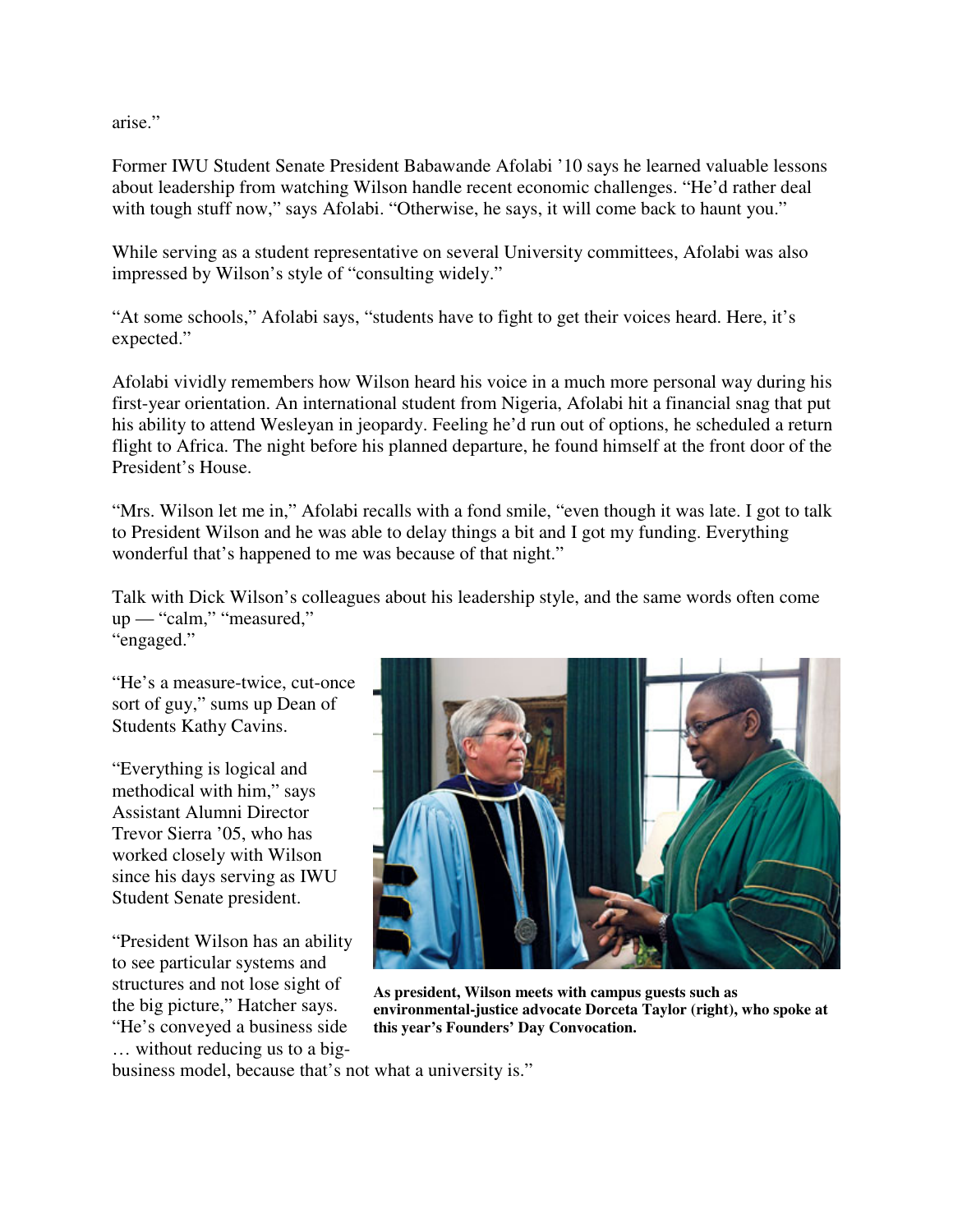arise."

Former IWU Student Senate President Babawande Afolabi '10 says he learned valuable lessons about leadership from watching Wilson handle recent economic challenges. "He'd rather deal with tough stuff now," says Afolabi. "Otherwise, he says, it will come back to haunt you."

While serving as a student representative on several University committees, Afolabi was also impressed by Wilson's style of "consulting widely."

"At some schools," Afolabi says, "students have to fight to get their voices heard. Here, it's expected."

Afolabi vividly remembers how Wilson heard his voice in a much more personal way during his first-year orientation. An international student from Nigeria, Afolabi hit a financial snag that put his ability to attend Wesleyan in jeopardy. Feeling he'd run out of options, he scheduled a return flight to Africa. The night before his planned departure, he found himself at the front door of the President's House.

"Mrs. Wilson let me in," Afolabi recalls with a fond smile, "even though it was late. I got to talk to President Wilson and he was able to delay things a bit and I got my funding. Everything wonderful that's happened to me was because of that night."

Talk with Dick Wilson's colleagues about his leadership style, and the same words often come up — "calm," "measured," "engaged."

"He's a measure-twice, cut-once sort of guy," sums up Dean of Students Kathy Cavins.

"Everything is logical and methodical with him," says Assistant Alumni Director Trevor Sierra '05, who has worked closely with Wilson since his days serving as IWU Student Senate president.

"President Wilson has an ability to see particular systems and structures and not lose sight of the big picture," Hatcher says. "He's conveyed a business side … without reducing us to a big-business model, because that's not what a university is."

**As president, Wilson meets with campus guests such as environmental-justice advocate Dorceta Taylor (right), who spoke at this year's Founders' Day Convocation.**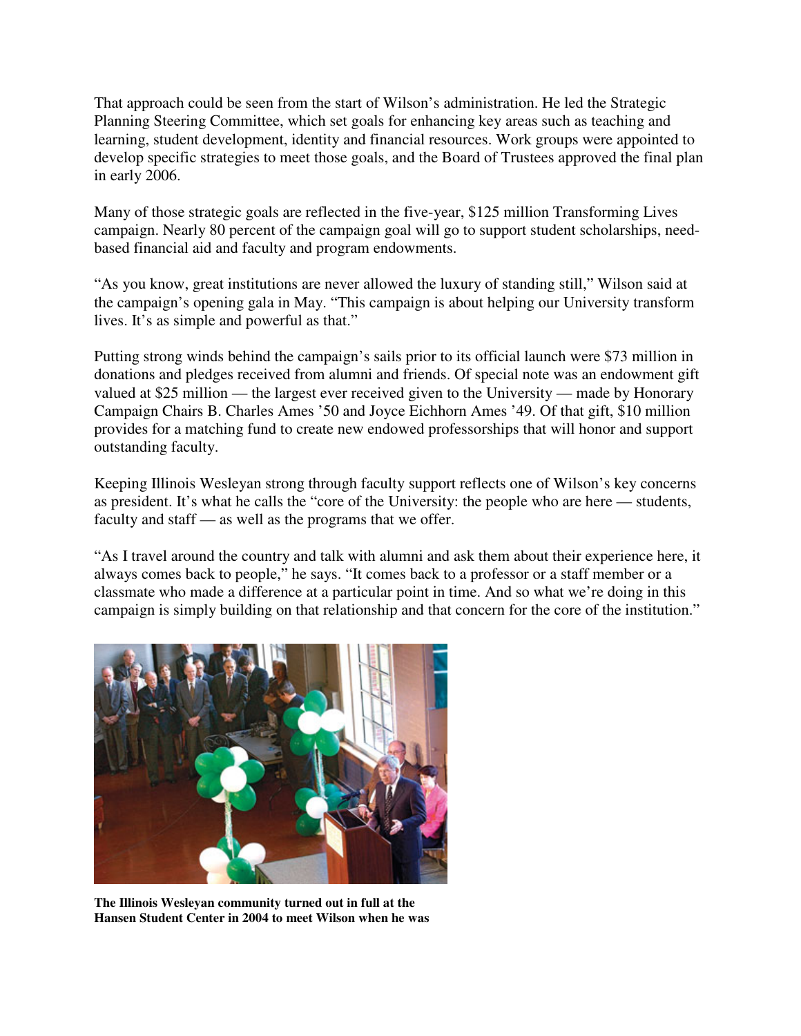That approach could be seen from the start of Wilson's administration. He led the Strategic Planning Steering Committee, which set goals for enhancing key areas such as teaching and learning, student development, identity and financial resources. Work groups were appointed to develop specific strategies to meet those goals, and the Board of Trustees approved the final plan in early 2006.

Many of those strategic goals are reflected in the five-year, $125 million Transforming Lives campaign. Nearly 80 percent of the campaign goal will go to support student scholarships, need-based financial aid and faculty and program endowments.

"As you know, great institutions are never allowed the luxury of standing still," Wilson said at the campaign's opening gala in May. "This campaign is about helping our University transform lives. It's as simple and powerful as that."

Putting strong winds behind the campaign's sails prior to its official launch were $73 million in donations and pledges received from alumni and friends. Of special note was an endowment gift valued at $25 million — the largest ever received given to the University — made by Honorary Campaign Chairs B. Charles Ames '50 and Joyce Eichhorn Ames '49. Of that gift, $10 million provides for a matching fund to create new endowed professorships that will honor and support outstanding faculty.

Keeping Illinois Wesleyan strong through faculty support reflects one of Wilson's key concerns as president. It's what he calls the "core of the University: the people who are here — students, faculty and staff — as well as the programs that we offer.

"As I travel around the country and talk with alumni and ask them about their experience here, it always comes back to people," he says. "It comes back to a professor or a staff member or a classmate who made a difference at a particular point in time. And so what we're doing in this campaign is simply building on that relationship and that concern for the core of the institution."

**The Illinois Wesleyan community turned out in full at the Hansen Student Center in 2004 to meet Wilson when he was**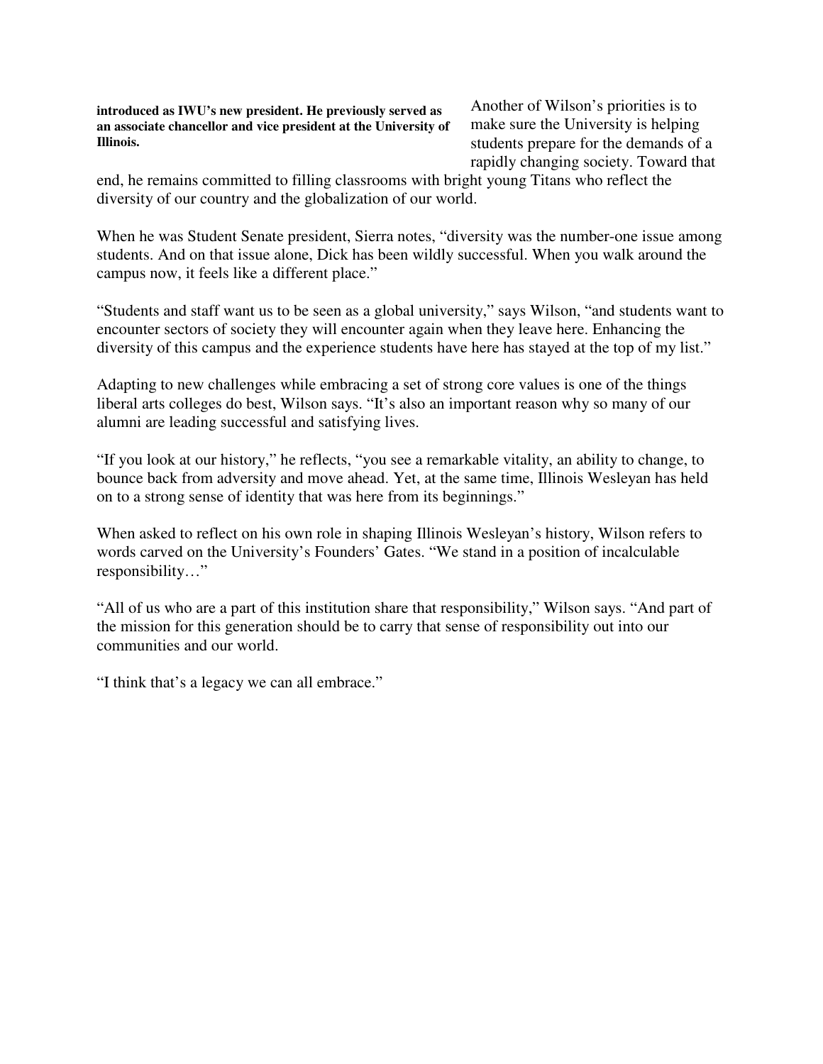**introduced as IWU's new president. He previously served as an associate chancellor and vice president at the University of Illinois.**

Another of Wilson's priorities is to make sure the University is helping students prepare for the demands of a rapidly changing society. Toward that end, he remains committed to filling classrooms with bright young Titans who reflect the diversity of our country and the globalization of our world.

When he was Student Senate president, Sierra notes, "diversity was the number-one issue among students. And on that issue alone, Dick has been wildly successful. When you walk around the campus now, it feels like a different place."

"Students and staff want us to be seen as a global university," says Wilson, "and students want to encounter sectors of society they will encounter again when they leave here. Enhancing the diversity of this campus and the experience students have here has stayed at the top of my list."

Adapting to new challenges while embracing a set of strong core values is one of the things liberal arts colleges do best, Wilson says. "It's also an important reason why so many of our alumni are leading successful and satisfying lives.

"If you look at our history," he reflects, "you see a remarkable vitality, an ability to change, to bounce back from adversity and move ahead. Yet, at the same time, Illinois Wesleyan has held on to a strong sense of identity that was here from its beginnings."

When asked to reflect on his own role in shaping Illinois Wesleyan's history, Wilson refers to words carved on the University's Founders' Gates. "We stand in a position of incalculable responsibility…"

"All of us who are a part of this institution share that responsibility," Wilson says. "And part of the mission for this generation should be to carry that sense of responsibility out into our communities and our world.

"I think that's a legacy we can all embrace."